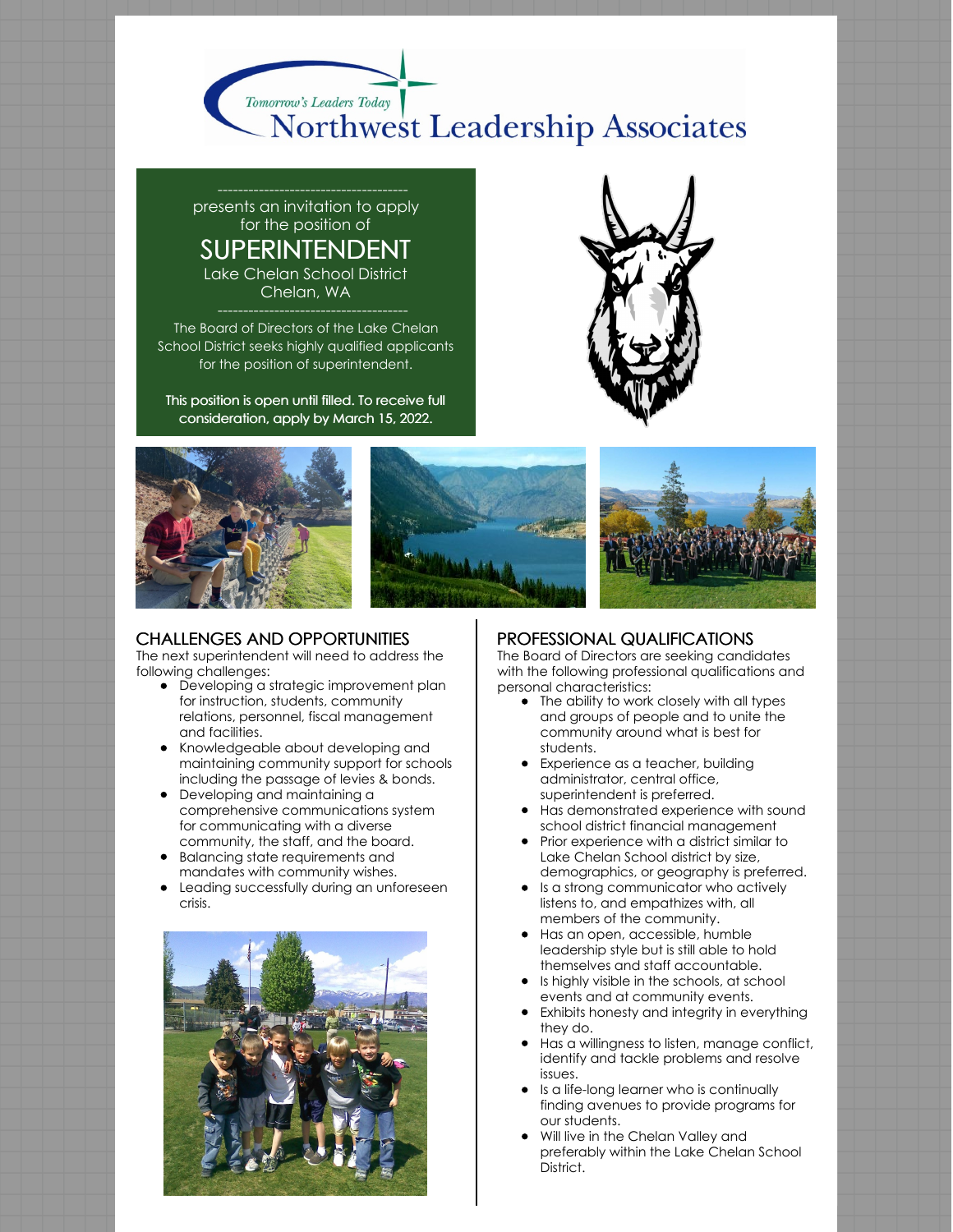*Tomorrow's Leaders Today*

# Northwest Leadership Associates

presents an invitation to apply for the position of

## SUPERINTENDENT

Lake Chelan School District
Chelan, WA

The Board of Directors of the Lake Chelan School District seeks highly qualified applicants for the position of superintendent.

**This position is open until filled. To receive full consideration, apply by March 15, 2022.**

## CHALLENGES AND OPPORTUNITIES

The next superintendent will need to address the following challenges:

- Developing a strategic improvement plan for instruction, students, community relations, personnel, fiscal management and facilities.
- Knowledgeable about developing and maintaining community support for schools including the passage of levies & bonds.
- Developing and maintaining a comprehensive communications system for communicating with a diverse community, the staff, and the board.
- Balancing state requirements and mandates with community wishes.
- Leading successfully during an unforeseen crisis.

## PROFESSIONAL QUALIFICATIONS

The Board of Directors are seeking candidates with the following professional qualifications and personal characteristics:

- The ability to work closely with all types and groups of people and to unite the community around what is best for students.
- Experience as a teacher, building administrator, central office, superintendent is preferred.
- Has demonstrated experience with sound school district financial management
- Prior experience with a district similar to Lake Chelan School district by size, demographics, or geography is preferred.
- Is a strong communicator who actively listens to, and empathizes with, all members of the community.
- Has an open, accessible, humble leadership style but is still able to hold themselves and staff accountable.
- Is highly visible in the schools, at school events and at community events.
- Exhibits honesty and integrity in everything they do.
- Has a willingness to listen, manage conflict, identify and tackle problems and resolve issues.
- Is a life-long learner who is continually finding avenues to provide programs for our students.
- Will live in the Chelan Valley and preferably within the Lake Chelan School District.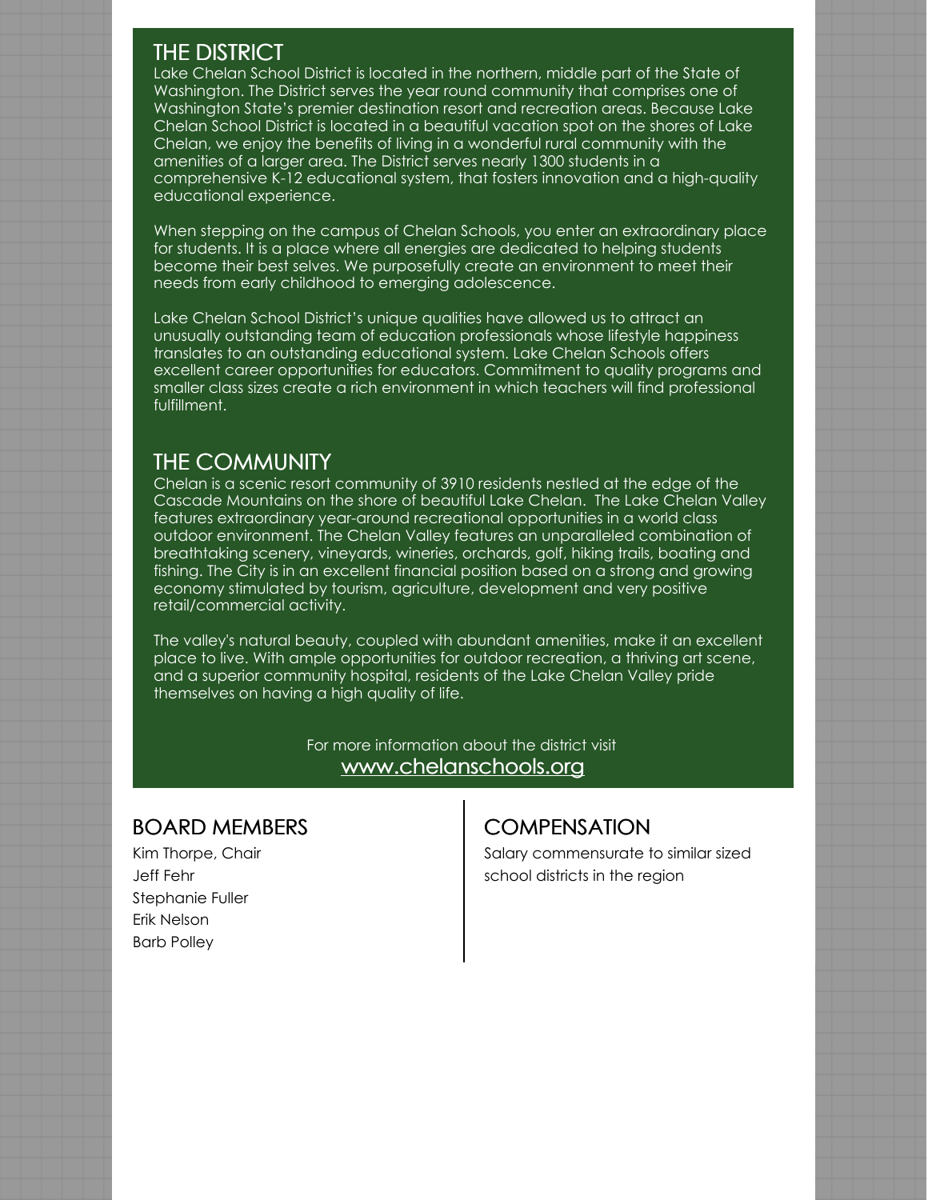## THE DISTRICT

Lake Chelan School District is located in the northern, middle part of the State of Washington. The District serves the year round community that comprises one of Washington State's premier destination resort and recreation areas. Because Lake Chelan School District is located in a beautiful vacation spot on the shores of Lake Chelan, we enjoy the benefits of living in a wonderful rural community with the amenities of a larger area. The District serves nearly 1300 students in a comprehensive K-12 educational system, that fosters innovation and a high-quality educational experience.

When stepping on the campus of Chelan Schools, you enter an extraordinary place for students. It is a place where all energies are dedicated to helping students become their best selves. We purposefully create an environment to meet their needs from early childhood to emerging adolescence.

Lake Chelan School District's unique qualities have allowed us to attract an unusually outstanding team of education professionals whose lifestyle happiness translates to an outstanding educational system. Lake Chelan Schools offers excellent career opportunities for educators. Commitment to quality programs and smaller class sizes create a rich environment in which teachers will find professional fulfillment.

## THE COMMUNITY

Chelan is a scenic resort community of 3910 residents nestled at the edge of the Cascade Mountains on the shore of beautiful Lake Chelan. The Lake Chelan Valley features extraordinary year-around recreational opportunities in a world class outdoor environment. The Chelan Valley features an unparalleled combination of breathtaking scenery, vineyards, wineries, orchards, golf, hiking trails, boating and fishing. The City is in an excellent financial position based on a strong and growing economy stimulated by tourism, agriculture, development and very positive retail/commercial activity.

The valley's natural beauty, coupled with abundant amenities, make it an excellent place to live. With ample opportunities for outdoor recreation, a thriving art scene, and a superior community hospital, residents of the Lake Chelan Valley pride themselves on having a high quality of life.

For more information about the district visit
www.chelanschools.org

## BOARD MEMBERS

Kim Thorpe, Chair
Jeff Fehr
Stephanie Fuller
Erik Nelson
Barb Polley

## COMPENSATION

Salary commensurate to similar sized school districts in the region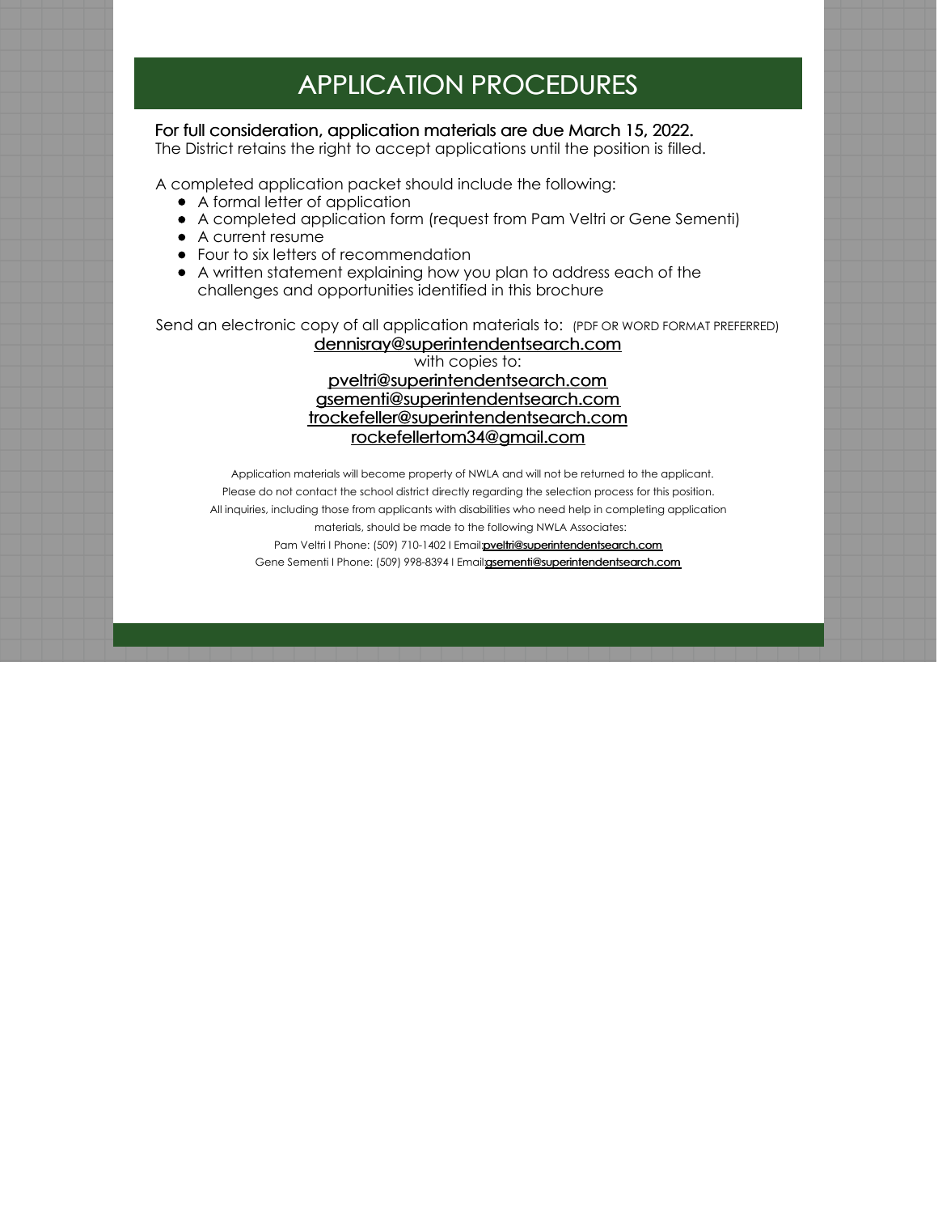# APPLICATION PROCEDURES

**For full consideration, application materials are due March 15, 2022.**
The District retains the right to accept applications until the position is filled.

A completed application packet should include the following:

- A formal letter of application
- A completed application form (request from Pam Veltri or Gene Sementi)
- A current resume
- Four to six letters of recommendation
- A written statement explaining how you plan to address each of the challenges and opportunities identified in this brochure

Send an electronic copy of all application materials to: (PDF OR WORD FORMAT PREFERRED)

dennisray@superintendentsearch.com
with copies to:
pveltri@superintendentsearch.com
gsementi@superintendentsearch.com
trockefeller@superintendentsearch.com
rockefellertom34@gmail.com

Application materials will become property of NWLA and will not be returned to the applicant.
Please do not contact the school district directly regarding the selection process for this position.
All inquiries, including those from applicants with disabilities who need help in completing application materials, should be made to the following NWLA Associates:

Pam Veltri I Phone: (509) 710-1402 I Email:pveltri@superintendentsearch.com
Gene Sementi I Phone: (509) 998-8394 I Email:gsementi@superintendentsearch.com